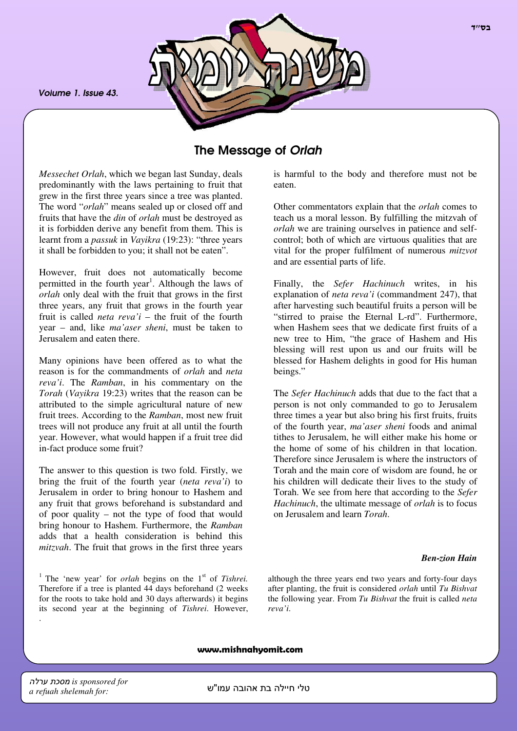בס"ד

# משנה יומית

*Volume 1. Issue 43.*

## The Message of *Orlah*

*Messechet Orlah*, which we began last Sunday, deals predominantly with the laws pertaining to fruit that grew in the first three years since a tree was planted. The word "*orlah*" means sealed up or closed off and fruits that have the *din* of *orlah* must be destroyed as it is forbidden derive any benefit from them. This is learnt from a *passuk* in *Vayikra* (19:23): "three years it shall be forbidden to you; it shall not be eaten".

However, fruit does not automatically become permitted in the fourth year[1]. Although the laws of *orlah* only deal with the fruit that grows in the first three years, any fruit that grows in the fourth year fruit is called *neta reva'i* – the fruit of the fourth year – and, like *ma'aser sheni*, must be taken to Jerusalem and eaten there.

Many opinions have been offered as to what the reason is for the commandments of *orlah* and *neta reva'i*. The *Ramban*, in his commentary on the *Torah* (*Vayikra* 19:23) writes that the reason can be attributed to the simple agricultural nature of new fruit trees. According to the *Ramban*, most new fruit trees will not produce any fruit at all until the fourth year. However, what would happen if a fruit tree did in-fact produce some fruit?

The answer to this question is two fold. Firstly, we bring the fruit of the fourth year (*neta reva'i*) to Jerusalem in order to bring honour to Hashem and any fruit that grows beforehand is substandard and of poor quality – not the type of food that would bring honour to Hashem. Furthermore, the *Ramban* adds that a health consideration is behind this *mitzvah*. The fruit that grows in the first three years is harmful to the body and therefore must not be eaten.

Other commentators explain that the *orlah* comes to teach us a moral lesson. By fulfilling the mitzvah of *orlah* we are training ourselves in patience and self-control; both of which are virtuous qualities that are vital for the proper fulfilment of numerous *mitzvot* and are essential parts of life.

Finally, the *Sefer Hachinuch* writes, in his explanation of *neta reva'i* (commandment 247), that after harvesting such beautiful fruits a person will be "stirred to praise the Eternal L-rd". Furthermore, when Hashem sees that we dedicate first fruits of a new tree to Him, "the grace of Hashem and His blessing will rest upon us and our fruits will be blessed for Hashem delights in good for His human beings."

The *Sefer Hachinuch* adds that due to the fact that a person is not only commanded to go to Jerusalem three times a year but also bring his first fruits, fruits of the fourth year, *ma'aser sheni* foods and animal tithes to Jerusalem, he will either make his home or the home of some of his children in that location. Therefore since Jerusalem is where the instructors of Torah and the main core of wisdom are found, he or his children will dedicate their lives to the study of Torah. We see from here that according to the *Sefer Hachinuch*, the ultimate message of *orlah* is to focus on Jerusalem and learn *Torah*.

***Ben-zion Hain***

[1] The 'new year' for *orlah* begins on the 1st of *Tishrei*. Therefore if a tree is planted 44 days beforehand (2 weeks for the roots to take hold and 30 days afterwards) it begins its second year at the beginning of *Tishrei*. However, although the three years end two years and forty-four days after planting, the fruit is considered *orlah* until *Tu Bishvat* the following year. From *Tu Bishvat* the fruit is called *neta reva'i*.

**www.mishnahyomit.com**

*מסכת ערלה is sponsored for a refuah shelemah for:* טלי חיילה בת אהובה עמו"ש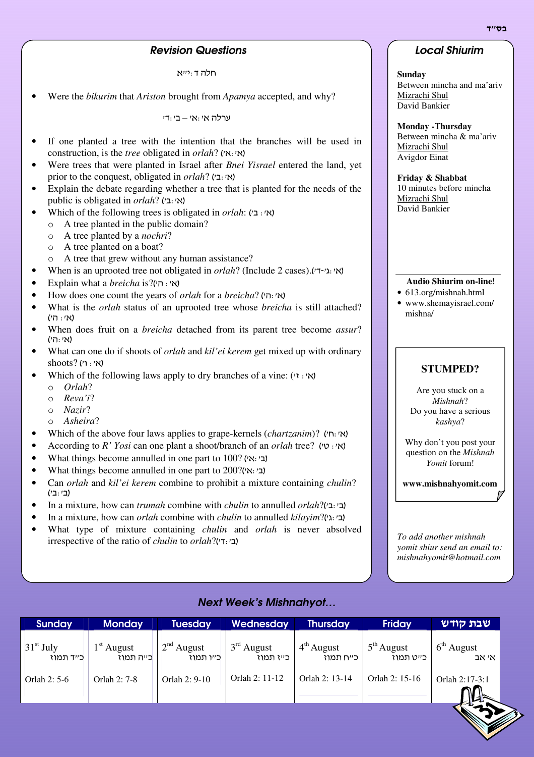## *Revision Questions*

חלה ד׳:י״א

- Were the *bikurim* that *Ariston* brought from *Apamya* accepted, and why?

ערלה א׳:א׳ – ב׳:ד׳

- If one planted a tree with the intention that the branches will be used in construction, is the *tree* obligated in *orlah*? (א׳:א׳)
- Were trees that were planted in Israel after *Bnei Yisrael* entered the land, yet prior to the conquest, obligated in *orlah*? (א׳:ב׳)
- Explain the debate regarding whether a tree that is planted for the needs of the public is obligated in *orlah*? (א׳:ב׳)
- Which of the following trees is obligated in *orlah*: (א׳ : ב׳)
  - A tree planted in the public domain?
  - A tree planted by a *nochri*?
  - A tree planted on a boat?
  - A tree that grew without any human assistance?
- When is an uprooted tree not obligated in *orlah*? (Include 2 cases).(א׳:ג׳-ד׳)
- Explain what a *breicha* is?(א׳ : ה׳)
- How does one count the years of *orlah* for a *breicha*? (א׳:ה׳)
- What is the *orlah* status of an uprooted tree whose *breicha* is still attached? (א׳ : ה׳)
- When does fruit on a *breicha* detached from its parent tree become *assur*? (א׳:ה׳)
- What can one do if shoots of *orlah* and *kil'ei kerem* get mixed up with ordinary shoots? (א׳ : ו׳)
- Which of the following laws apply to dry branches of a vine: (א׳ : ז׳)
  - *Orlah*?
  - *Reva'i*?
  - *Nazir*?
  - *Asheira*?
- Which of the above four laws applies to grape-kernels (*chartzanim*)? (א׳:ח׳)
- According to *R' Yosi* can one plant a shoot/branch of an *orlah* tree? (א׳ : ט׳)
- What things become annulled in one part to 100? (ב׳:א׳)
- What things become annulled in one part to 200?(ב׳:א׳)
- Can *orlah* and *kil'ei kerem* combine to prohibit a mixture containing *chulin*? (ב׳:ב׳)
- In a mixture, how can *trumah* combine with *chulin* to annulled *orlah*?(ב׳:ב׳)
- In a mixture, how can *orlah* combine with *chulin* to annulled *kilayim*?(ב׳:ג׳)
- What type of mixture containing *chulin* and *orlah* is never absolved irrespective of the ratio of *chulin* to *orlah*?(ב׳:ד׳)

## *Local Shiurim*

**Sunday**
Between mincha and ma'ariv
Mizrachi Shul
David Bankier

**Monday -Thursday**
Between mincha & ma'ariv
Mizrachi Shul
Avigdor Einat

**Friday & Shabbat**
10 minutes before mincha
Mizrachi Shul
David Bankier

**Audio Shiurim on-line!**

- 613.org/mishnah.html
- www.shemayisrael.com/mishna/

**STUMPED?**

Are you stuck on a *Mishnah*?
Do you have a serious *kashya*?

Why don't you post your question on the *Mishnah Yomit* forum!

**www.mishnahyomit.com**

*To add another mishnah yomit shiur send an email to: mishnahyomit@hotmail.com*

## *Next Week's Mishnahyot...*

| Sunday | Monday | Tuesday | Wednesday | Thursday | Friday | שבת קודש |
|---|---|---|---|---|---|---|
| 31st July כ״ד תמוז | 1st August כ״ה תמוז | 2nd August כ״ו תמוז | 3rd August כ״ז תמוז | 4th August כ״ח תמוז | 5th August כ״ט תמוז | 6th August א׳ אב |
| Orlah 2: 5-6 | Orlah 2: 7-8 | Orlah 2: 9-10 | Orlah 2: 11-12 | Orlah 2: 13-14 | Orlah 2: 15-16 | Orlah 2:17-3:1 |